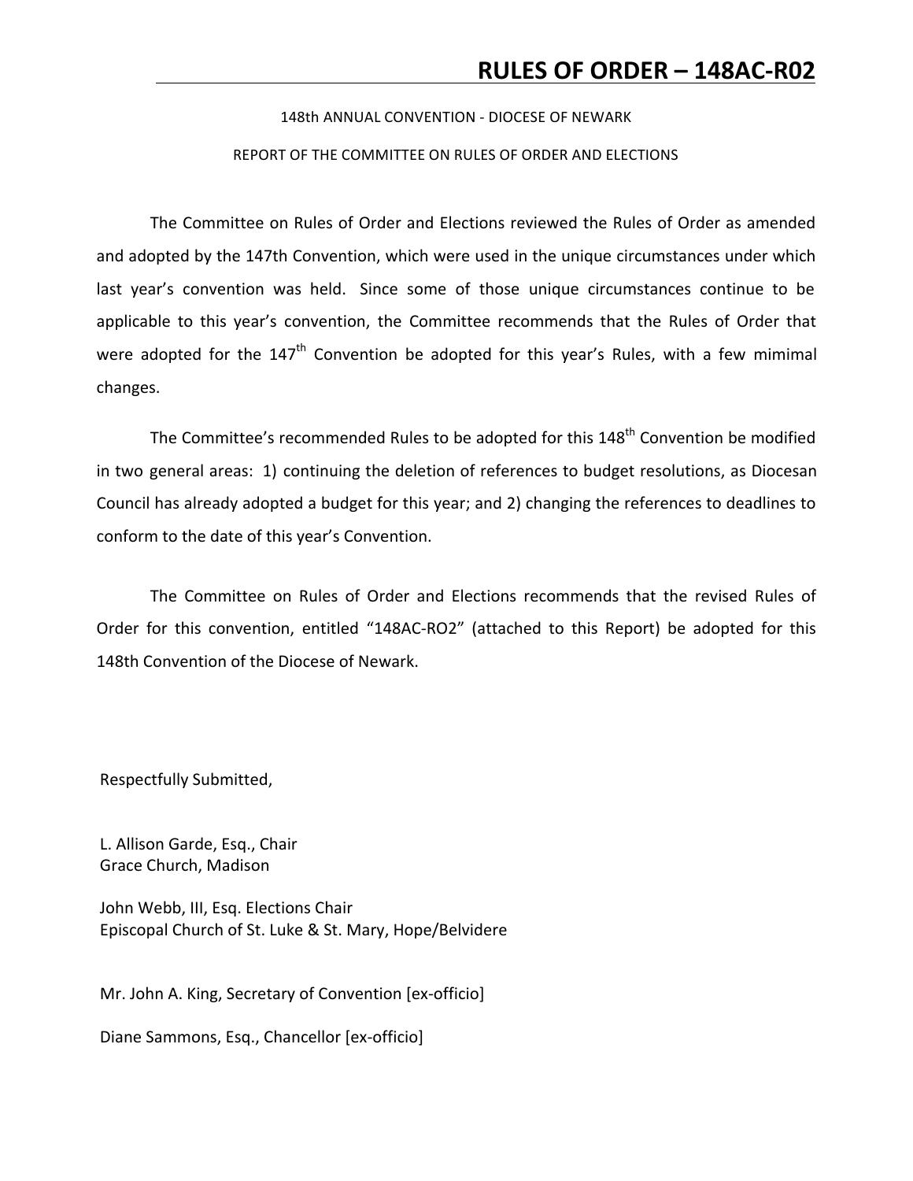# RULES OF ORDER – 148AC-R02

148th ANNUAL CONVENTION - DIOCESE OF NEWARK

REPORT OF THE COMMITTEE ON RULES OF ORDER AND ELECTIONS

The Committee on Rules of Order and Elections reviewed the Rules of Order as amended and adopted by the 147th Convention, which were used in the unique circumstances under which last year's convention was held. Since some of those unique circumstances continue to be applicable to this year's convention, the Committee recommends that the Rules of Order that were adopted for the 147th Convention be adopted for this year's Rules, with a few mimimal changes.

The Committee's recommended Rules to be adopted for this 148th Convention be modified in two general areas: 1) continuing the deletion of references to budget resolutions, as Diocesan Council has already adopted a budget for this year; and 2) changing the references to deadlines to conform to the date of this year's Convention.

The Committee on Rules of Order and Elections recommends that the revised Rules of Order for this convention, entitled "148AC-RO2" (attached to this Report) be adopted for this 148th Convention of the Diocese of Newark.

Respectfully Submitted,

L. Allison Garde, Esq., Chair
Grace Church, Madison

John Webb, III, Esq. Elections Chair
Episcopal Church of St. Luke & St. Mary, Hope/Belvidere

Mr. John A. King, Secretary of Convention [ex-officio]

Diane Sammons, Esq., Chancellor [ex-officio]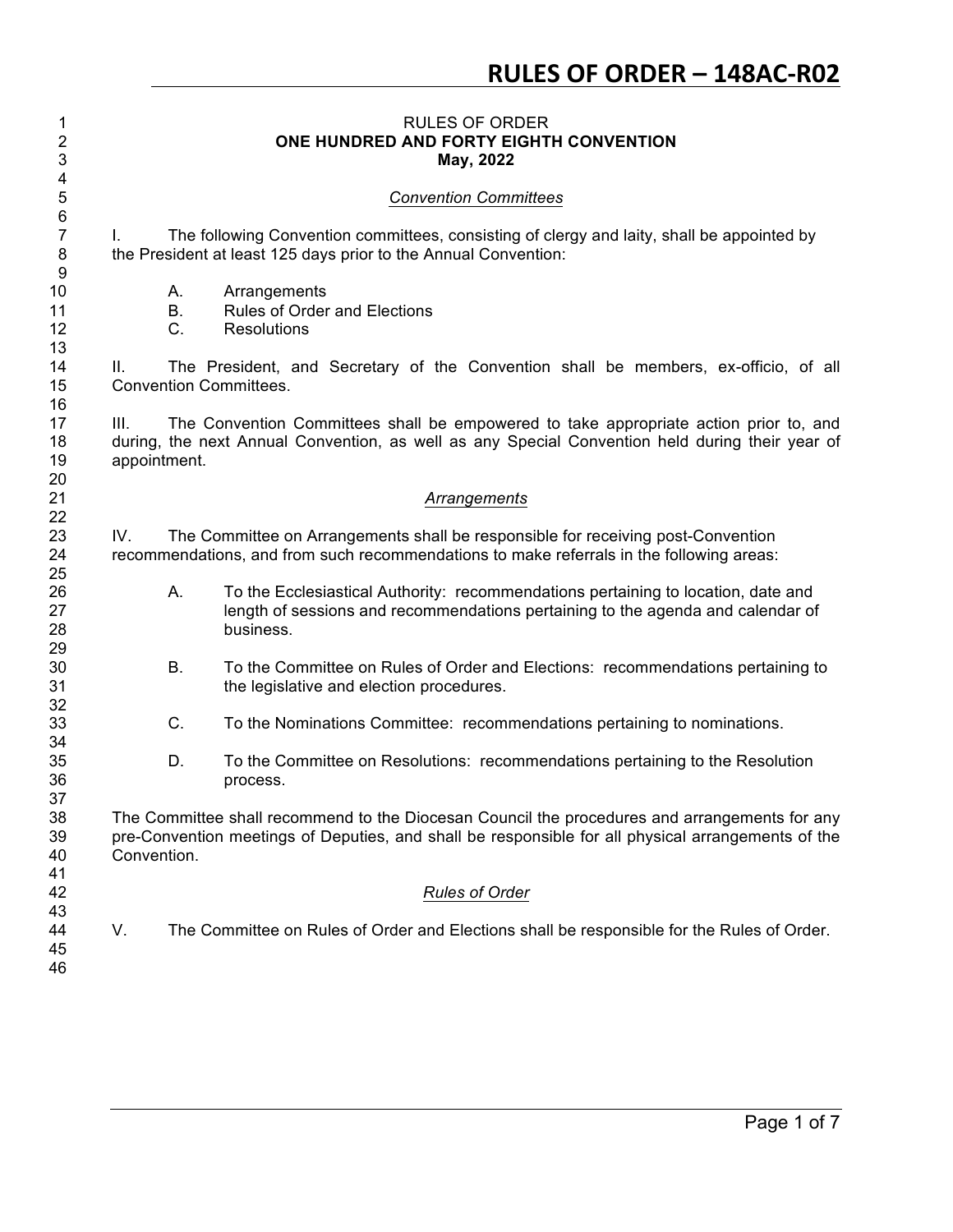RULES OF ORDER
**ONE HUNDRED AND FORTY EIGHTH CONVENTION**
**May, 2022**

*Convention Committees*

I. The following Convention committees, consisting of clergy and laity, shall be appointed by the President at least 125 days prior to the Annual Convention:

A. Arrangements
B. Rules of Order and Elections
C. Resolutions

II. The President, and Secretary of the Convention shall be members, ex-officio, of all Convention Committees.

III. The Convention Committees shall be empowered to take appropriate action prior to, and during, the next Annual Convention, as well as any Special Convention held during their year of appointment.

*Arrangements*

IV. The Committee on Arrangements shall be responsible for receiving post-Convention recommendations, and from such recommendations to make referrals in the following areas:

A. To the Ecclesiastical Authority: recommendations pertaining to location, date and length of sessions and recommendations pertaining to the agenda and calendar of business.

B. To the Committee on Rules of Order and Elections: recommendations pertaining to the legislative and election procedures.

C. To the Nominations Committee: recommendations pertaining to nominations.

D. To the Committee on Resolutions: recommendations pertaining to the Resolution process.

The Committee shall recommend to the Diocesan Council the procedures and arrangements for any pre-Convention meetings of Deputies, and shall be responsible for all physical arrangements of the Convention.

*Rules of Order*

V. The Committee on Rules of Order and Elections shall be responsible for the Rules of Order.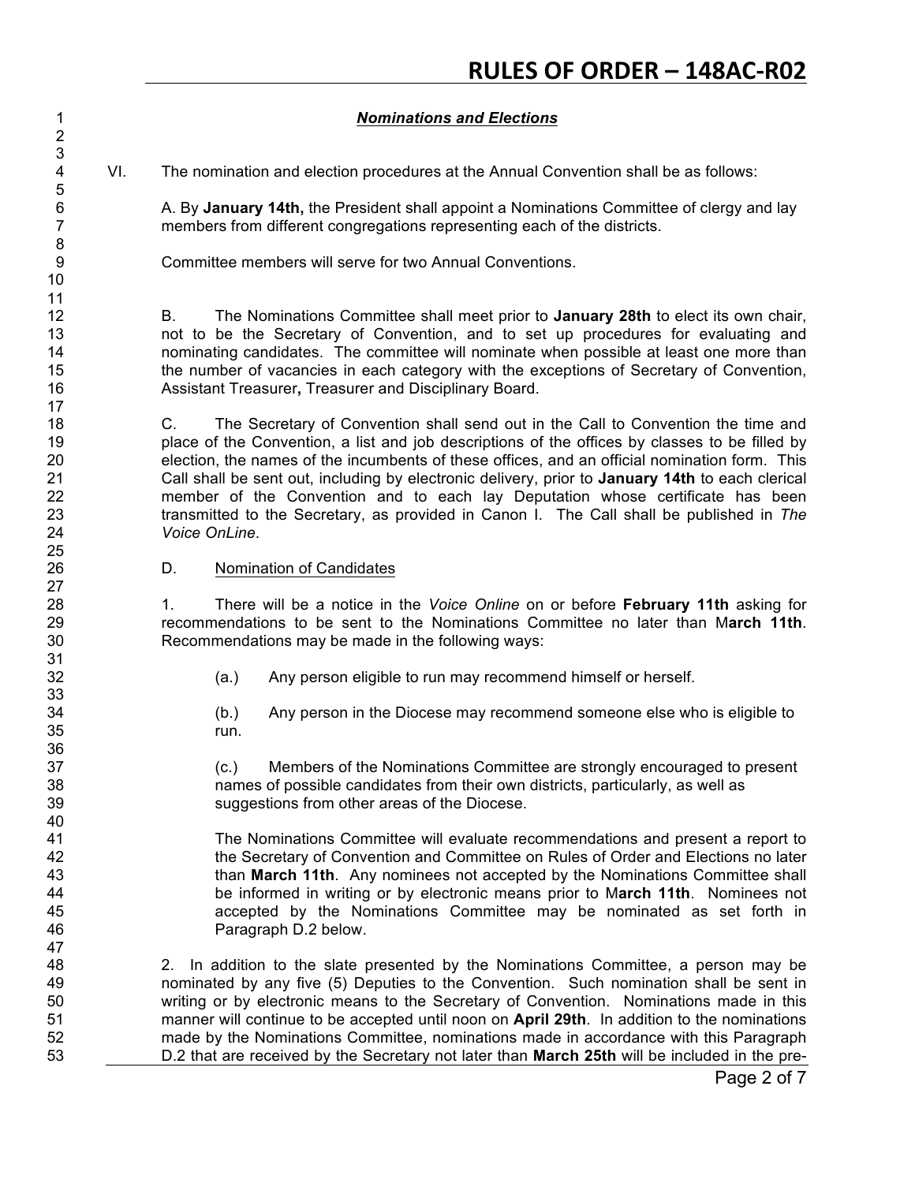### ***Nominations and Elections***

VI. The nomination and election procedures at the Annual Convention shall be as follows:

A. By **January 14th,** the President shall appoint a Nominations Committee of clergy and lay members from different congregations representing each of the districts.

Committee members will serve for two Annual Conventions.

B. The Nominations Committee shall meet prior to **January 28th** to elect its own chair, not to be the Secretary of Convention, and to set up procedures for evaluating and nominating candidates. The committee will nominate when possible at least one more than the number of vacancies in each category with the exceptions of Secretary of Convention, Assistant Treasurer**,** Treasurer and Disciplinary Board.

C. The Secretary of Convention shall send out in the Call to Convention the time and place of the Convention, a list and job descriptions of the offices by classes to be filled by election, the names of the incumbents of these offices, and an official nomination form. This Call shall be sent out, including by electronic delivery, prior to **January 14th** to each clerical member of the Convention and to each lay Deputation whose certificate has been transmitted to the Secretary, as provided in Canon I. The Call shall be published in *The Voice OnLine*.

D. <u>Nomination of Candidates</u>

1. There will be a notice in the *Voice Online* on or before **February 11th** asking for recommendations to be sent to the Nominations Committee no later than M**arch 11th**. Recommendations may be made in the following ways:

(a.) Any person eligible to run may recommend himself or herself.

(b.) Any person in the Diocese may recommend someone else who is eligible to run.

(c.) Members of the Nominations Committee are strongly encouraged to present names of possible candidates from their own districts, particularly, as well as suggestions from other areas of the Diocese.

The Nominations Committee will evaluate recommendations and present a report to the Secretary of Convention and Committee on Rules of Order and Elections no later than **March 11th**. Any nominees not accepted by the Nominations Committee shall be informed in writing or by electronic means prior to M**arch 11th**. Nominees not accepted by the Nominations Committee may be nominated as set forth in Paragraph D.2 below.

2. In addition to the slate presented by the Nominations Committee, a person may be nominated by any five (5) Deputies to the Convention. Such nomination shall be sent in writing or by electronic means to the Secretary of Convention. Nominations made in this manner will continue to be accepted until noon on **April 29th**. In addition to the nominations made by the Nominations Committee, nominations made in accordance with this Paragraph D.2 that are received by the Secretary not later than **March 25th** will be included in the pre-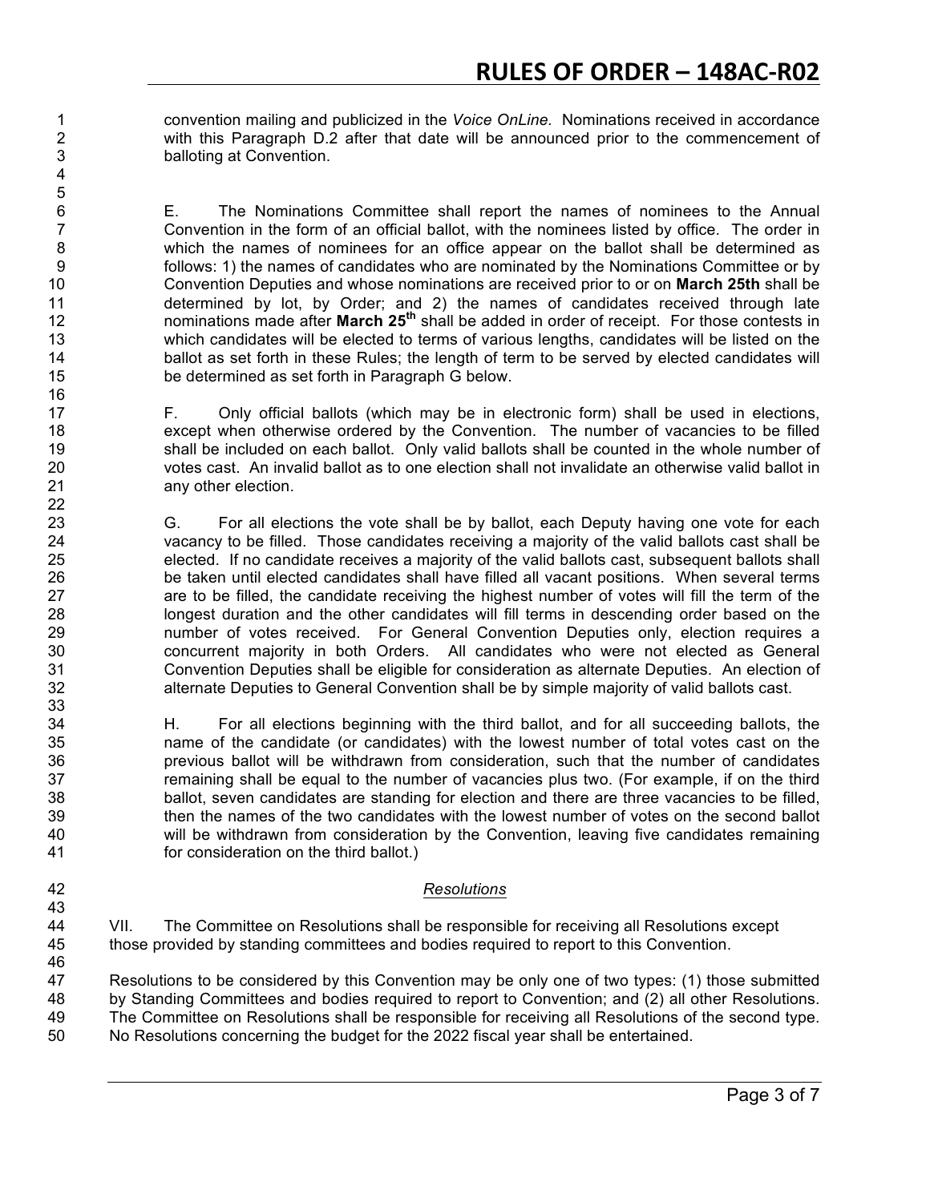convention mailing and publicized in the *Voice OnLine*. Nominations received in accordance with this Paragraph D.2 after that date will be announced prior to the commencement of balloting at Convention.

E. The Nominations Committee shall report the names of nominees to the Annual Convention in the form of an official ballot, with the nominees listed by office. The order in which the names of nominees for an office appear on the ballot shall be determined as follows: 1) the names of candidates who are nominated by the Nominations Committee or by Convention Deputies and whose nominations are received prior to or on **March 25th** shall be determined by lot, by Order; and 2) the names of candidates received through late nominations made after **March 25th** shall be added in order of receipt. For those contests in which candidates will be elected to terms of various lengths, candidates will be listed on the ballot as set forth in these Rules; the length of term to be served by elected candidates will be determined as set forth in Paragraph G below.

F. Only official ballots (which may be in electronic form) shall be used in elections, except when otherwise ordered by the Convention. The number of vacancies to be filled shall be included on each ballot. Only valid ballots shall be counted in the whole number of votes cast. An invalid ballot as to one election shall not invalidate an otherwise valid ballot in any other election.

G. For all elections the vote shall be by ballot, each Deputy having one vote for each vacancy to be filled. Those candidates receiving a majority of the valid ballots cast shall be elected. If no candidate receives a majority of the valid ballots cast, subsequent ballots shall be taken until elected candidates shall have filled all vacant positions. When several terms are to be filled, the candidate receiving the highest number of votes will fill the term of the longest duration and the other candidates will fill terms in descending order based on the number of votes received. For General Convention Deputies only, election requires a concurrent majority in both Orders. All candidates who were not elected as General Convention Deputies shall be eligible for consideration as alternate Deputies. An election of alternate Deputies to General Convention shall be by simple majority of valid ballots cast.

H. For all elections beginning with the third ballot, and for all succeeding ballots, the name of the candidate (or candidates) with the lowest number of total votes cast on the previous ballot will be withdrawn from consideration, such that the number of candidates remaining shall be equal to the number of vacancies plus two. (For example, if on the third ballot, seven candidates are standing for election and there are three vacancies to be filled, then the names of the two candidates with the lowest number of votes on the second ballot will be withdrawn from consideration by the Convention, leaving five candidates remaining for consideration on the third ballot.)

### *Resolutions*

VII. The Committee on Resolutions shall be responsible for receiving all Resolutions except those provided by standing committees and bodies required to report to this Convention.

Resolutions to be considered by this Convention may be only one of two types: (1) those submitted by Standing Committees and bodies required to report to Convention; and (2) all other Resolutions. The Committee on Resolutions shall be responsible for receiving all Resolutions of the second type. No Resolutions concerning the budget for the 2022 fiscal year shall be entertained.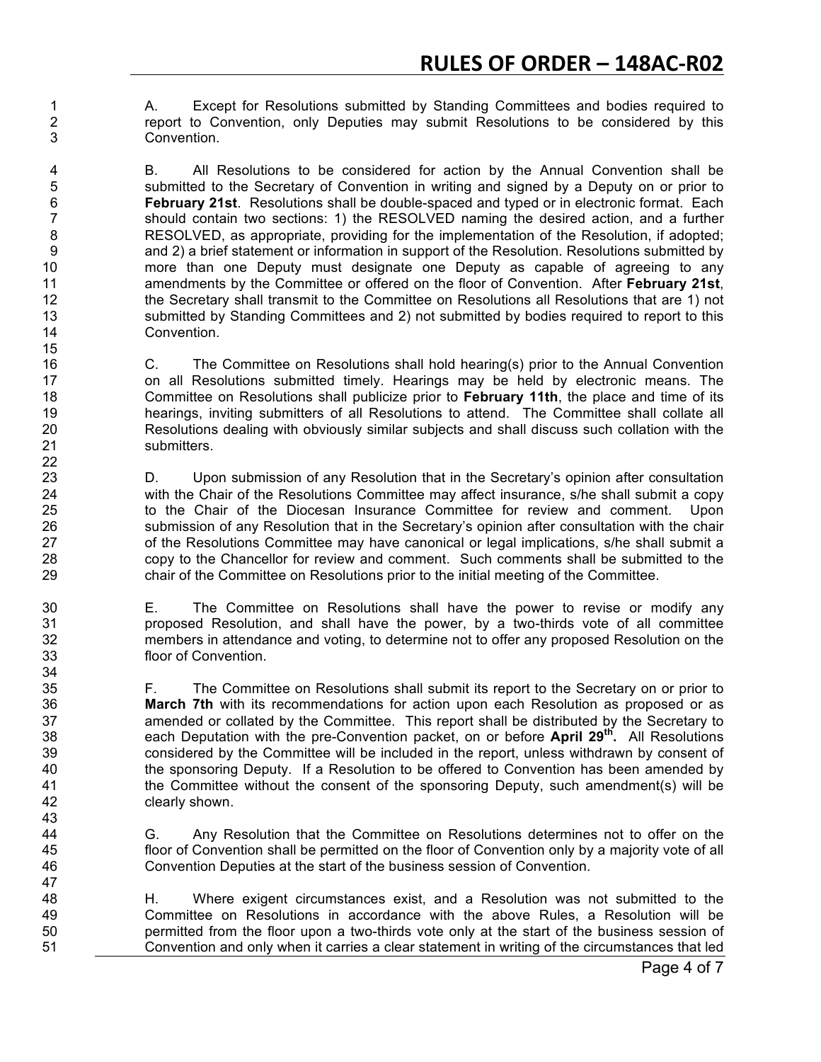A. Except for Resolutions submitted by Standing Committees and bodies required to report to Convention, only Deputies may submit Resolutions to be considered by this Convention.

B. All Resolutions to be considered for action by the Annual Convention shall be submitted to the Secretary of Convention in writing and signed by a Deputy on or prior to **February 21st**. Resolutions shall be double-spaced and typed or in electronic format. Each should contain two sections: 1) the RESOLVED naming the desired action, and a further RESOLVED, as appropriate, providing for the implementation of the Resolution, if adopted; and 2) a brief statement or information in support of the Resolution. Resolutions submitted by more than one Deputy must designate one Deputy as capable of agreeing to any amendments by the Committee or offered on the floor of Convention. After **February 21st**, the Secretary shall transmit to the Committee on Resolutions all Resolutions that are 1) not submitted by Standing Committees and 2) not submitted by bodies required to report to this Convention.

C. The Committee on Resolutions shall hold hearing(s) prior to the Annual Convention on all Resolutions submitted timely. Hearings may be held by electronic means. The Committee on Resolutions shall publicize prior to **February 11th**, the place and time of its hearings, inviting submitters of all Resolutions to attend. The Committee shall collate all Resolutions dealing with obviously similar subjects and shall discuss such collation with the submitters.

D. Upon submission of any Resolution that in the Secretary's opinion after consultation with the Chair of the Resolutions Committee may affect insurance, s/he shall submit a copy to the Chair of the Diocesan Insurance Committee for review and comment. Upon submission of any Resolution that in the Secretary's opinion after consultation with the chair of the Resolutions Committee may have canonical or legal implications, s/he shall submit a copy to the Chancellor for review and comment. Such comments shall be submitted to the chair of the Committee on Resolutions prior to the initial meeting of the Committee.

E. The Committee on Resolutions shall have the power to revise or modify any proposed Resolution, and shall have the power, by a two-thirds vote of all committee members in attendance and voting, to determine not to offer any proposed Resolution on the floor of Convention.

F. The Committee on Resolutions shall submit its report to the Secretary on or prior to **March 7th** with its recommendations for action upon each Resolution as proposed or as amended or collated by the Committee. This report shall be distributed by the Secretary to each Deputation with the pre-Convention packet, on or before **April 29th.** All Resolutions considered by the Committee will be included in the report, unless withdrawn by consent of the sponsoring Deputy. If a Resolution to be offered to Convention has been amended by the Committee without the consent of the sponsoring Deputy, such amendment(s) will be clearly shown.

G. Any Resolution that the Committee on Resolutions determines not to offer on the floor of Convention shall be permitted on the floor of Convention only by a majority vote of all Convention Deputies at the start of the business session of Convention.

H. Where exigent circumstances exist, and a Resolution was not submitted to the Committee on Resolutions in accordance with the above Rules, a Resolution will be permitted from the floor upon a two-thirds vote only at the start of the business session of Convention and only when it carries a clear statement in writing of the circumstances that led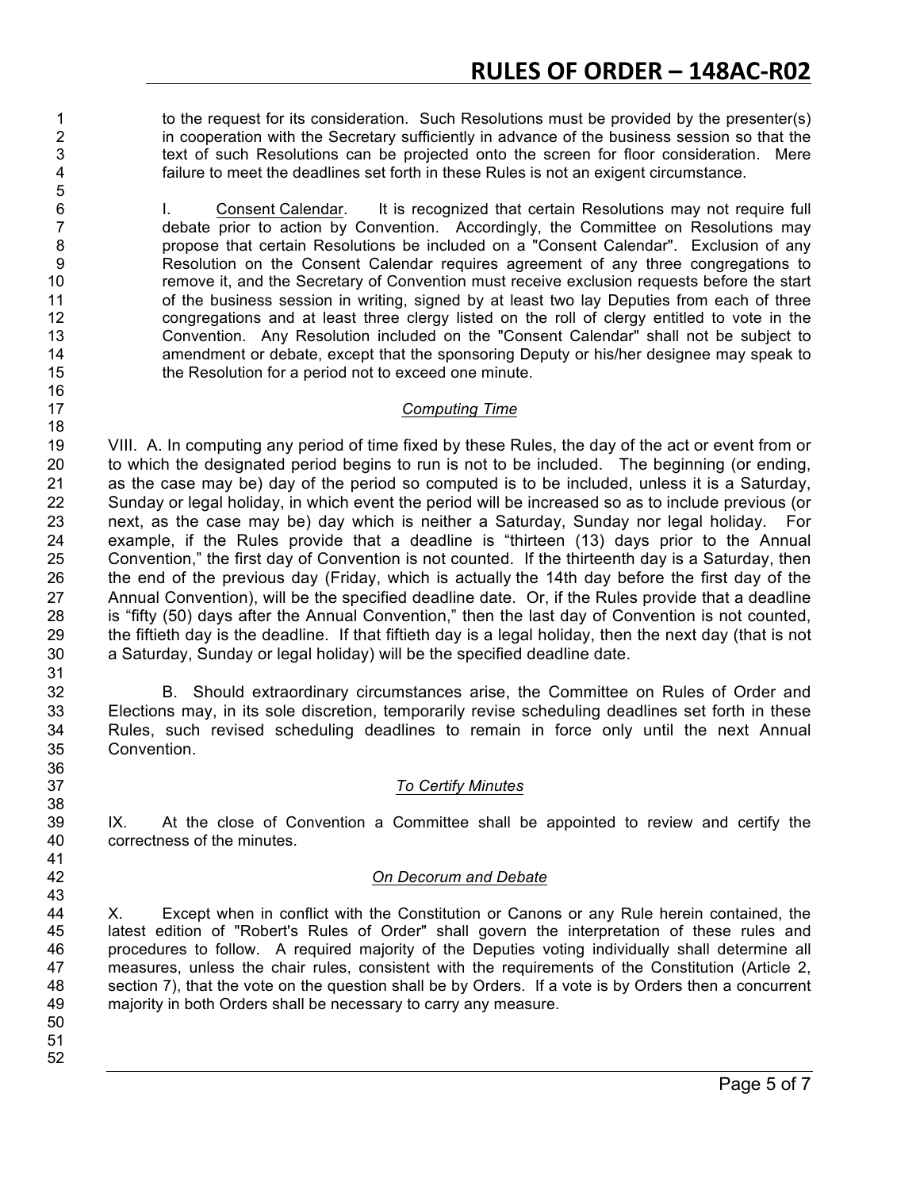to the request for its consideration. Such Resolutions must be provided by the presenter(s) in cooperation with the Secretary sufficiently in advance of the business session so that the text of such Resolutions can be projected onto the screen for floor consideration. Mere failure to meet the deadlines set forth in these Rules is not an exigent circumstance.

I. Consent Calendar. It is recognized that certain Resolutions may not require full debate prior to action by Convention. Accordingly, the Committee on Resolutions may propose that certain Resolutions be included on a "Consent Calendar". Exclusion of any Resolution on the Consent Calendar requires agreement of any three congregations to remove it, and the Secretary of Convention must receive exclusion requests before the start of the business session in writing, signed by at least two lay Deputies from each of three congregations and at least three clergy listed on the roll of clergy entitled to vote in the Convention. Any Resolution included on the "Consent Calendar" shall not be subject to amendment or debate, except that the sponsoring Deputy or his/her designee may speak to the Resolution for a period not to exceed one minute.

### *Computing Time*

VIII. A. In computing any period of time fixed by these Rules, the day of the act or event from or to which the designated period begins to run is not to be included. The beginning (or ending, as the case may be) day of the period so computed is to be included, unless it is a Saturday, Sunday or legal holiday, in which event the period will be increased so as to include previous (or next, as the case may be) day which is neither a Saturday, Sunday nor legal holiday. For example, if the Rules provide that a deadline is "thirteen (13) days prior to the Annual Convention," the first day of Convention is not counted. If the thirteenth day is a Saturday, then the end of the previous day (Friday, which is actually the 14th day before the first day of the Annual Convention), will be the specified deadline date. Or, if the Rules provide that a deadline is "fifty (50) days after the Annual Convention," then the last day of Convention is not counted, the fiftieth day is the deadline. If that fiftieth day is a legal holiday, then the next day (that is not a Saturday, Sunday or legal holiday) will be the specified deadline date.

B. Should extraordinary circumstances arise, the Committee on Rules of Order and Elections may, in its sole discretion, temporarily revise scheduling deadlines set forth in these Rules, such revised scheduling deadlines to remain in force only until the next Annual Convention.

### *To Certify Minutes*

IX. At the close of Convention a Committee shall be appointed to review and certify the correctness of the minutes.

### *On Decorum and Debate*

X. Except when in conflict with the Constitution or Canons or any Rule herein contained, the latest edition of "Robert's Rules of Order" shall govern the interpretation of these rules and procedures to follow. A required majority of the Deputies voting individually shall determine all measures, unless the chair rules, consistent with the requirements of the Constitution (Article 2, section 7), that the vote on the question shall be by Orders. If a vote is by Orders then a concurrent majority in both Orders shall be necessary to carry any measure.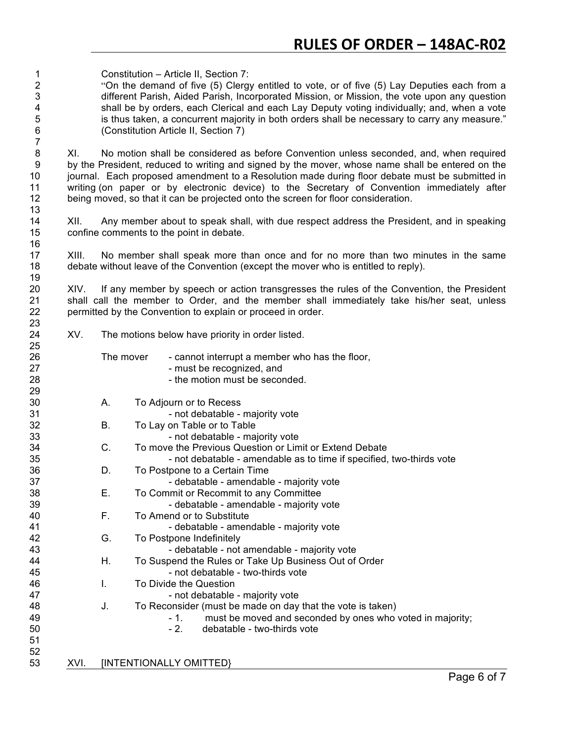Constitution – Article II, Section 7:

"On the demand of five (5) Clergy entitled to vote, or of five (5) Lay Deputies each from a different Parish, Aided Parish, Incorporated Mission, or Mission, the vote upon any question shall be by orders, each Clerical and each Lay Deputy voting individually; and, when a vote is thus taken, a concurrent majority in both orders shall be necessary to carry any measure." (Constitution Article II, Section 7)

XI. No motion shall be considered as before Convention unless seconded, and, when required by the President, reduced to writing and signed by the mover, whose name shall be entered on the journal. Each proposed amendment to a Resolution made during floor debate must be submitted in writing (on paper or by electronic device) to the Secretary of Convention immediately after being moved, so that it can be projected onto the screen for floor consideration.

XII. Any member about to speak shall, with due respect address the President, and in speaking confine comments to the point in debate.

XIII. No member shall speak more than once and for no more than two minutes in the same debate without leave of the Convention (except the mover who is entitled to reply).

XIV. If any member by speech or action transgresses the rules of the Convention, the President shall call the member to Order, and the member shall immediately take his/her seat, unless permitted by the Convention to explain or proceed in order.

XV. The motions below have priority in order listed.

The mover
- cannot interrupt a member who has the floor,
- must be recognized, and
- the motion must be seconded.

A. To Adjourn or to Recess
   - not debatable - majority vote

B. To Lay on Table or to Table
   - not debatable - majority vote

C. To move the Previous Question or Limit or Extend Debate
   - not debatable - amendable as to time if specified, two-thirds vote

D. To Postpone to a Certain Time
   - debatable - amendable - majority vote

E. To Commit or Recommit to any Committee
   - debatable - amendable - majority vote

F. To Amend or to Substitute
   - debatable - amendable - majority vote

G. To Postpone Indefinitely
   - debatable - not amendable - majority vote

H. To Suspend the Rules or Take Up Business Out of Order
   - not debatable - two-thirds vote

I. To Divide the Question
   - not debatable - majority vote

J. To Reconsider (must be made on day that the vote is taken)
   - 1. must be moved and seconded by ones who voted in majority;
   - 2. debatable - two-thirds vote

XVI. [INTENTIONALLY OMITTED}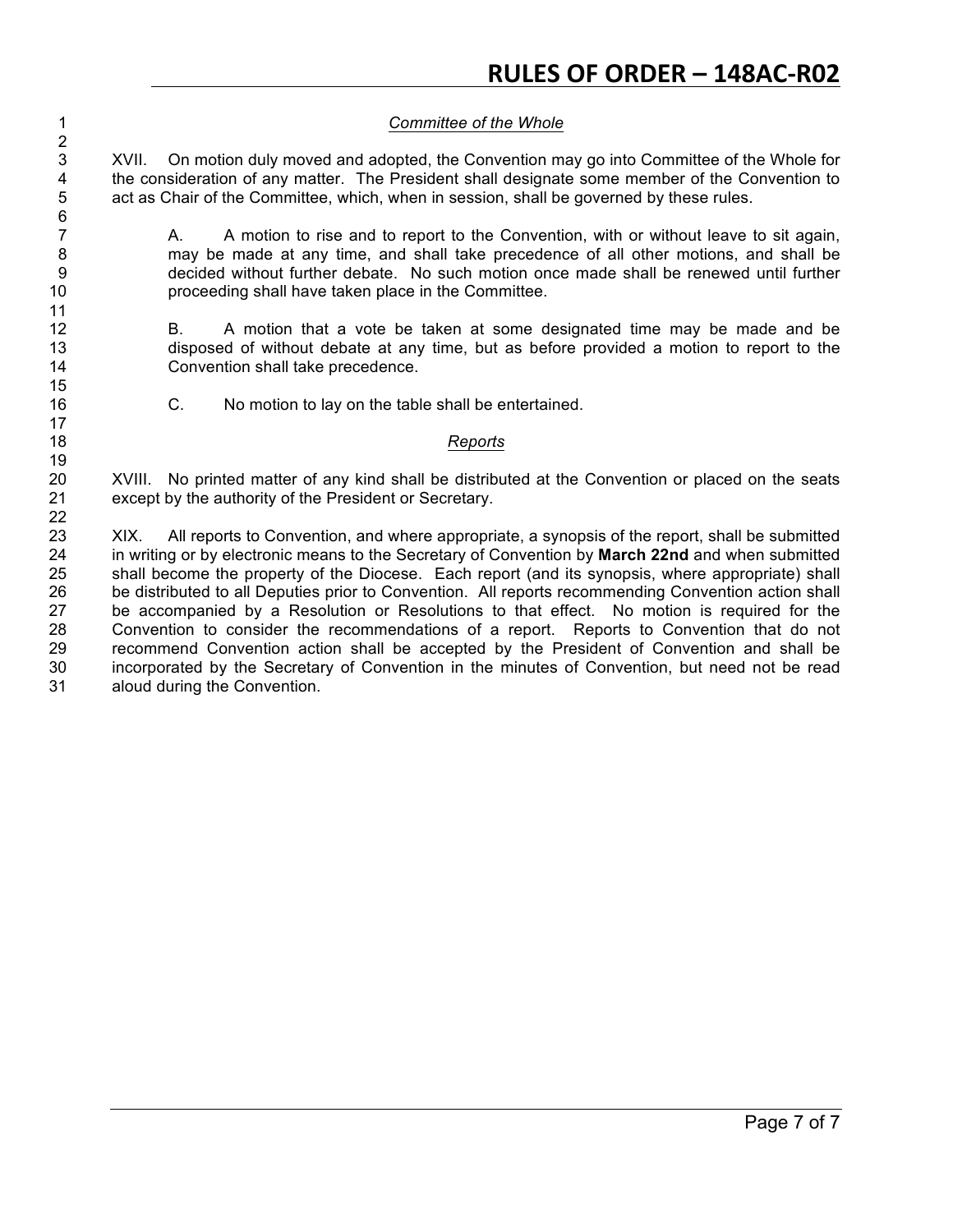*Committee of the Whole*

XVII. On motion duly moved and adopted, the Convention may go into Committee of the Whole for the consideration of any matter. The President shall designate some member of the Convention to act as Chair of the Committee, which, when in session, shall be governed by these rules.

A. A motion to rise and to report to the Convention, with or without leave to sit again, may be made at any time, and shall take precedence of all other motions, and shall be decided without further debate. No such motion once made shall be renewed until further proceeding shall have taken place in the Committee.

B. A motion that a vote be taken at some designated time may be made and be disposed of without debate at any time, but as before provided a motion to report to the Convention shall take precedence.

C. No motion to lay on the table shall be entertained.

*Reports*

XVIII. No printed matter of any kind shall be distributed at the Convention or placed on the seats except by the authority of the President or Secretary.

XIX. All reports to Convention, and where appropriate, a synopsis of the report, shall be submitted in writing or by electronic means to the Secretary of Convention by **March 22nd** and when submitted shall become the property of the Diocese. Each report (and its synopsis, where appropriate) shall be distributed to all Deputies prior to Convention. All reports recommending Convention action shall be accompanied by a Resolution or Resolutions to that effect. No motion is required for the Convention to consider the recommendations of a report. Reports to Convention that do not recommend Convention action shall be accepted by the President of Convention and shall be incorporated by the Secretary of Convention in the minutes of Convention, but need not be read aloud during the Convention.